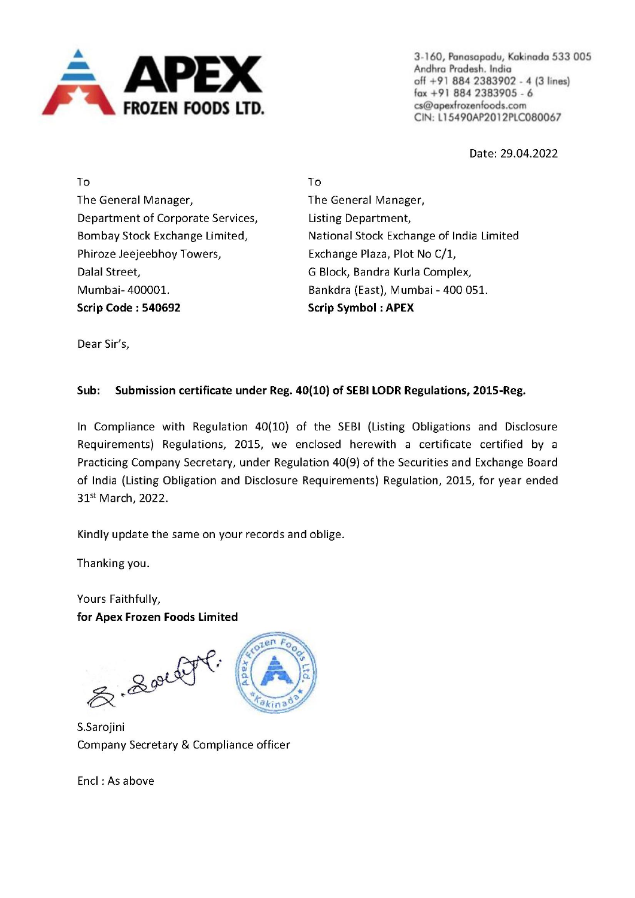**APEX FROZEN FOODS LTD.**

3-160, Panasapadu, Kakinada 533 005
Andhra Pradesh. India
off +91 884 2383902 - 4 (3 lines)
fax +91 884 2383905 - 6
cs@apexfrozenfoods.com
CIN: L15490AP2012PLC080067

Date: 29.04.2022

To
The General Manager,
Department of Corporate Services,
Bombay Stock Exchange Limited,
Phiroze Jeejeebhoy Towers,
Dalal Street,
Mumbai- 400001.
**Scrip Code : 540692**

To
The General Manager,
Listing Department,
National Stock Exchange of India Limited
Exchange Plaza, Plot No C/1,
G Block, Bandra Kurla Complex,
Bankdra (East), Mumbai - 400 051.
**Scrip Symbol : APEX**

Dear Sir's,

**Sub: Submission certificate under Reg. 40(10) of SEBI LODR Regulations, 2015-Reg.**

In Compliance with Regulation 40(10) of the SEBI (Listing Obligations and Disclosure Requirements) Regulations, 2015, we enclosed herewith a certificate certified by a Practicing Company Secretary, under Regulation 40(9) of the Securities and Exchange Board of India (Listing Obligation and Disclosure Requirements) Regulation, 2015, for year ended 31st March, 2022.

Kindly update the same on your records and oblige.

Thanking you.

Yours Faithfully,
**for Apex Frozen Foods Limited**

S.Sarojini
Company Secretary & Compliance officer

Encl : As above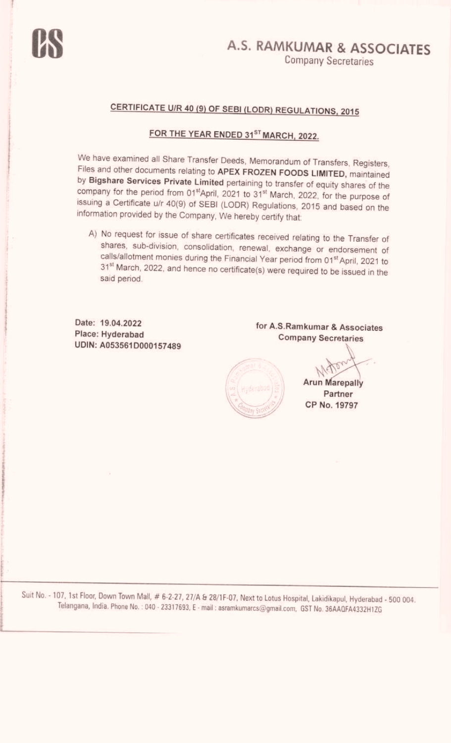# A.S. RAMKUMAR & ASSOCIATES

Company Secretaries

## CERTIFICATE U/R 40 (9) OF SEBI (LODR) REGULATIONS, 2015

## FOR THE YEAR ENDED 31ST MARCH, 2022.

We have examined all Share Transfer Deeds, Memorandum of Transfers, Registers, Files and other documents relating to **APEX FROZEN FOODS LIMITED,** maintained by **Bigshare Services Private Limited** pertaining to transfer of equity shares of the company for the period from 01stApril, 2021 to 31st March, 2022, for the purpose of issuing a Certificate u/r 40(9) of SEBI (LODR) Regulations, 2015 and based on the information provided by the Company, We hereby certify that:

A) No request for issue of share certificates received relating to the Transfer of shares, sub-division, consolidation, renewal, exchange or endorsement of calls/allotment monies during the Financial Year period from 01st April, 2021 to 31st March, 2022, and hence no certificate(s) were required to be issued in the said period.

**Date: 19.04.2022**
**Place: Hyderabad**
**UDIN: A053561D000157489**

**for A.S.Ramkumar & Associates**
**Company Secretaries**

**Arun Marepally**
**Partner**
**CP No. 19797**

Suit No. - 107, 1st Floor, Down Town Mall, # 6-2-27, 27/A & 28/1F-07, Next to Lotus Hospital, Lakidikapul, Hyderabad - 500 004. Telangana, India. Phone No. : 040 - 23317693, E - mail : asramkumarcs@gmail.com, GST No. 36AAQFA4332H1ZG